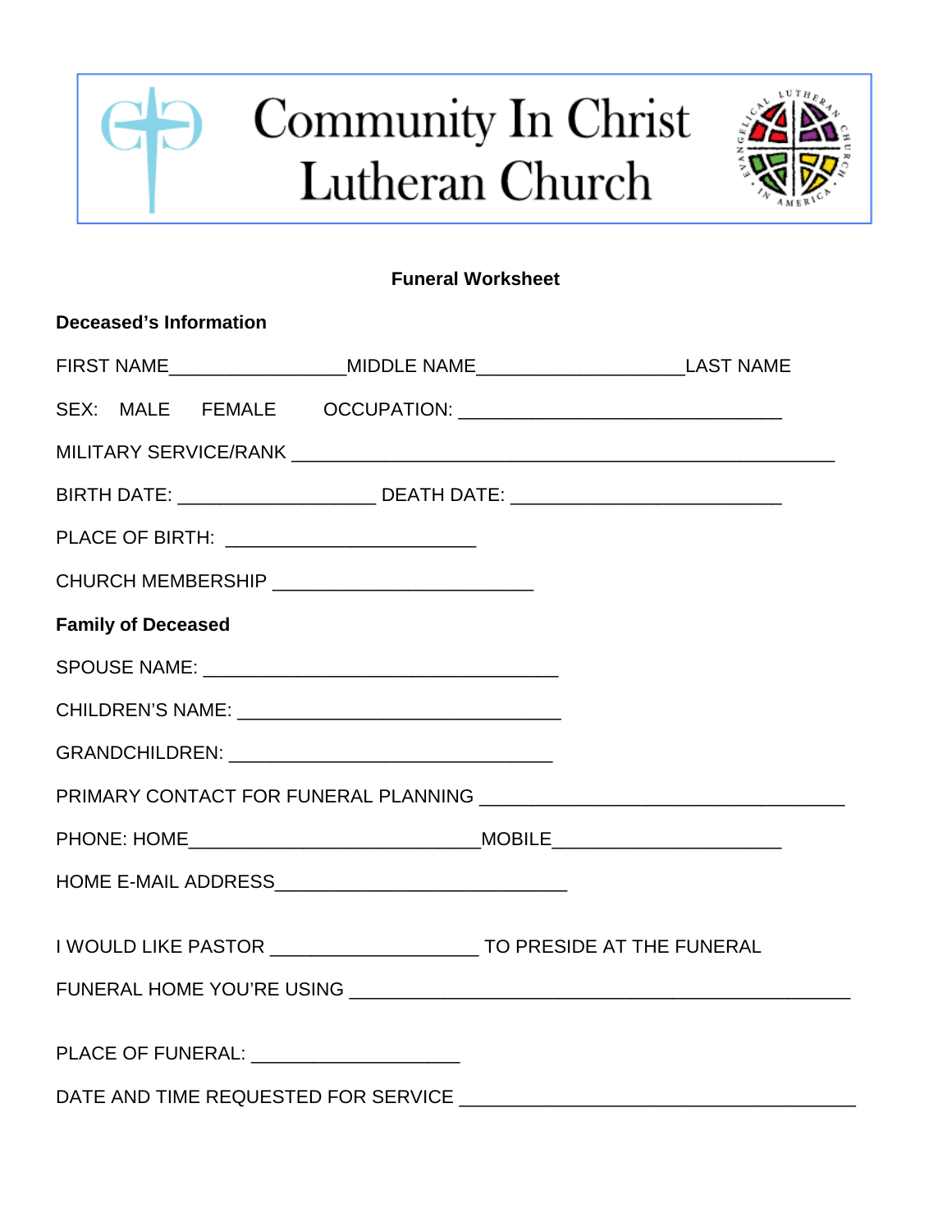# Community In Christ Lutheran Church

## Funeral Worksheet

**Deceased's Information**

FIRST NAME_________________MIDDLE NAME____________________LAST NAME

SEX: MALE FEMALE OCCUPATION: _______________________________

MILITARY SERVICE/RANK ____________________________________________________

BIRTH DATE: ___________________ DEATH DATE: _________________________

PLACE OF BIRTH: ________________________

CHURCH MEMBERSHIP _________________________

**Family of Deceased**

SPOUSE NAME: __________________________________

CHILDREN'S NAME: _______________________________

GRANDCHILDREN: _______________________________

PRIMARY CONTACT FOR FUNERAL PLANNING ___________________________________

PHONE: HOME____________________________MOBILE______________________

HOME E-MAIL ADDRESS____________________________

I WOULD LIKE PASTOR ____________________ TO PRESIDE AT THE FUNERAL

FUNERAL HOME YOU'RE USING ________________________________________________

PLACE OF FUNERAL: ____________________

DATE AND TIME REQUESTED FOR SERVICE ______________________________________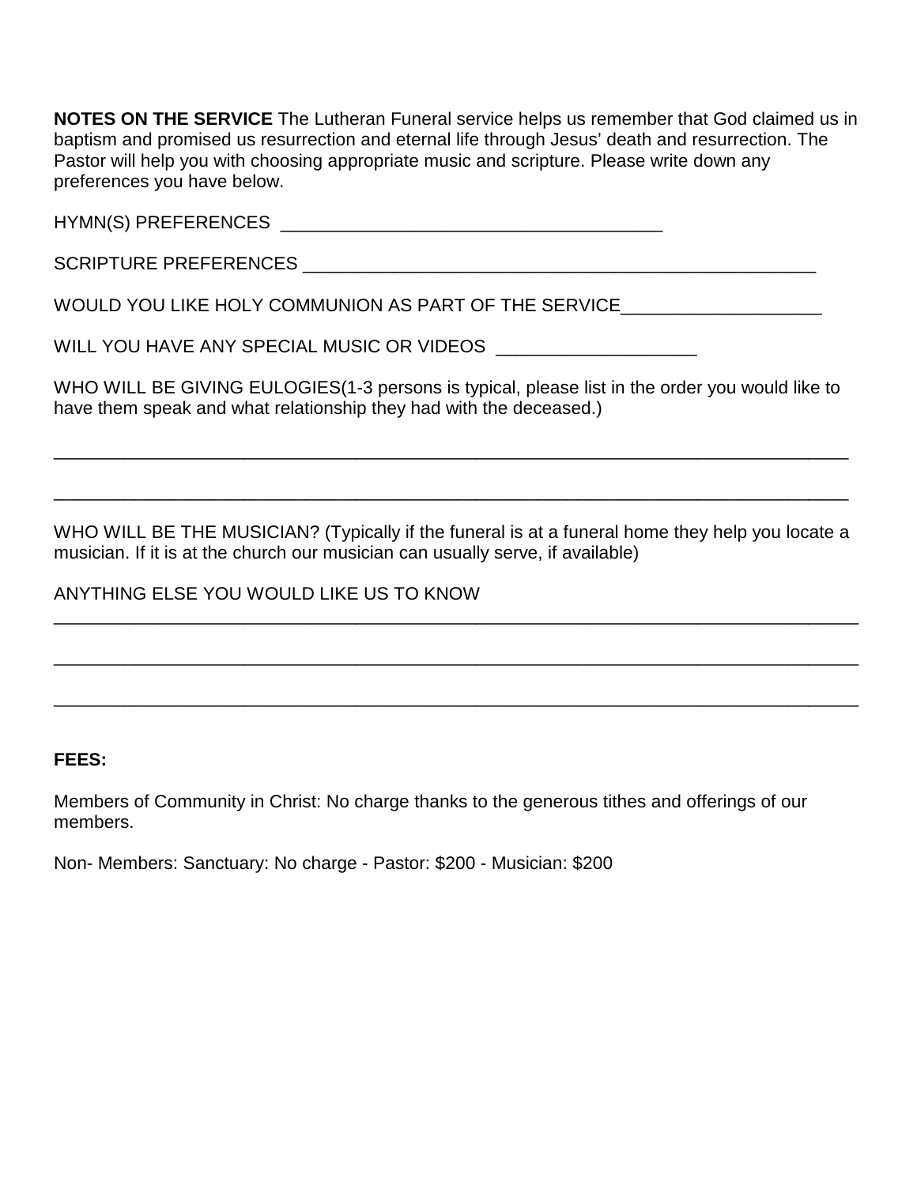**NOTES ON THE SERVICE** The Lutheran Funeral service helps us remember that God claimed us in baptism and promised us resurrection and eternal life through Jesus' death and resurrection. The Pastor will help you with choosing appropriate music and scripture. Please write down any preferences you have below.

HYMN(S) PREFERENCES _______________________________________

SCRIPTURE PREFERENCES _____________________________________________________

WOULD YOU LIKE HOLY COMMUNION AS PART OF THE SERVICE____________________

WILL YOU HAVE ANY SPECIAL MUSIC OR VIDEOS ____________________

WHO WILL BE GIVING EULOGIES(1-3 persons is typical, please list in the order you would like to have them speak and what relationship they had with the deceased.)

_____________________________________________________________________________________

_____________________________________________________________________________________

WHO WILL BE THE MUSICIAN? (Typically if the funeral is at a funeral home they help you locate a musician. If it is at the church our musician can usually serve, if available)

ANYTHING ELSE YOU WOULD LIKE US TO KNOW

_____________________________________________________________________________________

_____________________________________________________________________________________

_____________________________________________________________________________________

**FEES:**

Members of Community in Christ: No charge thanks to the generous tithes and offerings of our members.

Non- Members: Sanctuary: No charge - Pastor: $200 - Musician: $200